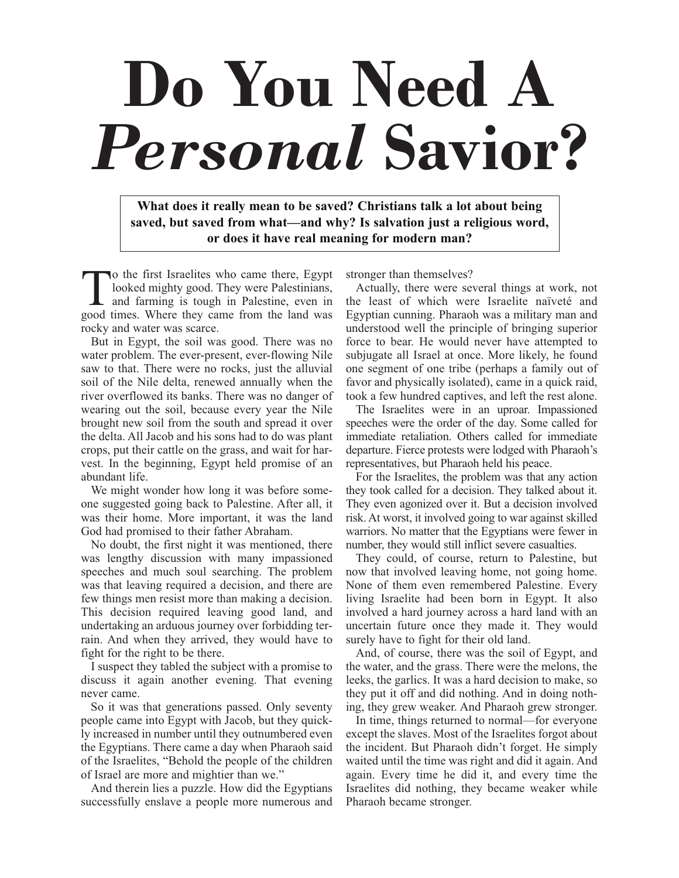# Do You Need A *Personal* Savior?

**What does it really mean to be saved? Christians talk a lot about being saved, but saved from what—and why? Is salvation just a religious word, or does it have real meaning for modern man?**

To the first Israelites who came there, Egypt looked mighty good. They were Palestinians, and farming is tough in Palestine, even in good times. Where they came from the land was rocky and water was scarce.

But in Egypt, the soil was good. There was no water problem. The ever-present, ever-flowing Nile saw to that. There were no rocks, just the alluvial soil of the Nile delta, renewed annually when the river overflowed its banks. There was no danger of wearing out the soil, because every year the Nile brought new soil from the south and spread it over the delta. All Jacob and his sons had to do was plant crops, put their cattle on the grass, and wait for harvest. In the beginning, Egypt held promise of an abundant life.

We might wonder how long it was before someone suggested going back to Palestine. After all, it was their home. More important, it was the land God had promised to their father Abraham.

No doubt, the first night it was mentioned, there was lengthy discussion with many impassioned speeches and much soul searching. The problem was that leaving required a decision, and there are few things men resist more than making a decision. This decision required leaving good land, and undertaking an arduous journey over forbidding terrain. And when they arrived, they would have to fight for the right to be there.

I suspect they tabled the subject with a promise to discuss it again another evening. That evening never came.

So it was that generations passed. Only seventy people came into Egypt with Jacob, but they quickly increased in number until they outnumbered even the Egyptians. There came a day when Pharaoh said of the Israelites, "Behold the people of the children of Israel are more and mightier than we."

And therein lies a puzzle. How did the Egyptians successfully enslave a people more numerous and stronger than themselves?

Actually, there were several things at work, not the least of which were Israelite naïveté and Egyptian cunning. Pharaoh was a military man and understood well the principle of bringing superior force to bear. He would never have attempted to subjugate all Israel at once. More likely, he found one segment of one tribe (perhaps a family out of favor and physically isolated), came in a quick raid, took a few hundred captives, and left the rest alone.

The Israelites were in an uproar. Impassioned speeches were the order of the day. Some called for immediate retaliation. Others called for immediate departure. Fierce protests were lodged with Pharaoh's representatives, but Pharaoh held his peace.

For the Israelites, the problem was that any action they took called for a decision. They talked about it. They even agonized over it. But a decision involved risk. At worst, it involved going to war against skilled warriors. No matter that the Egyptians were fewer in number, they would still inflict severe casualties.

They could, of course, return to Palestine, but now that involved leaving home, not going home. None of them even remembered Palestine. Every living Israelite had been born in Egypt. It also involved a hard journey across a hard land with an uncertain future once they made it. They would surely have to fight for their old land.

And, of course, there was the soil of Egypt, and the water, and the grass. There were the melons, the leeks, the garlics. It was a hard decision to make, so they put it off and did nothing. And in doing nothing, they grew weaker. And Pharaoh grew stronger.

In time, things returned to normal—for everyone except the slaves. Most of the Israelites forgot about the incident. But Pharaoh didn't forget. He simply waited until the time was right and did it again. And again. Every time he did it, and every time the Israelites did nothing, they became weaker while Pharaoh became stronger.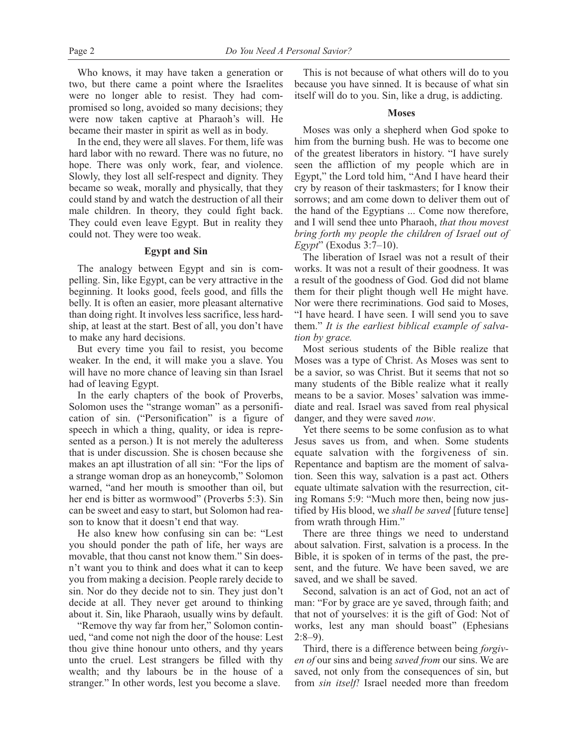Who knows, it may have taken a generation or two, but there came a point where the Israelites were no longer able to resist. They had compromised so long, avoided so many decisions; they were now taken captive at Pharaoh's will. He became their master in spirit as well as in body.

In the end, they were all slaves. For them, life was hard labor with no reward. There was no future, no hope. There was only work, fear, and violence. Slowly, they lost all self-respect and dignity. They became so weak, morally and physically, that they could stand by and watch the destruction of all their male children. In theory, they could fight back. They could even leave Egypt. But in reality they could not. They were too weak.

### Egypt and Sin

The analogy between Egypt and sin is compelling. Sin, like Egypt, can be very attractive in the beginning. It looks good, feels good, and fills the belly. It is often an easier, more pleasant alternative than doing right. It involves less sacrifice, less hardship, at least at the start. Best of all, you don't have to make any hard decisions.

But every time you fail to resist, you become weaker. In the end, it will make you a slave. You will have no more chance of leaving sin than Israel had of leaving Egypt.

In the early chapters of the book of Proverbs, Solomon uses the "strange woman" as a personification of sin. ("Personification" is a figure of speech in which a thing, quality, or idea is represented as a person.) It is not merely the adulteress that is under discussion. She is chosen because she makes an apt illustration of all sin: "For the lips of a strange woman drop as an honeycomb," Solomon warned, "and her mouth is smoother than oil, but her end is bitter as wormwood" (Proverbs 5:3). Sin can be sweet and easy to start, but Solomon had reason to know that it doesn't end that way.

He also knew how confusing sin can be: "Lest you should ponder the path of life, her ways are movable, that thou canst not know them." Sin doesn't want you to think and does what it can to keep you from making a decision. People rarely decide to sin. Nor do they decide not to sin. They just don't decide at all. They never get around to thinking about it. Sin, like Pharaoh, usually wins by default.

"Remove thy way far from her," Solomon continued, "and come not nigh the door of the house: Lest thou give thine honour unto others, and thy years unto the cruel. Lest strangers be filled with thy wealth; and thy labours be in the house of a stranger." In other words, lest you become a slave.

This is not because of what others will do to you because you have sinned. It is because of what sin itself will do to you. Sin, like a drug, is addicting.

### Moses

Moses was only a shepherd when God spoke to him from the burning bush. He was to become one of the greatest liberators in history. "I have surely seen the affliction of my people which are in Egypt," the Lord told him, "And I have heard their cry by reason of their taskmasters; for I know their sorrows; and am come down to deliver them out of the hand of the Egyptians ... Come now therefore, and I will send thee unto Pharaoh, *that thou movest bring forth my people the children of Israel out of Egypt*" (Exodus 3:7–10).

The liberation of Israel was not a result of their works. It was not a result of their goodness. It was a result of the goodness of God. God did not blame them for their plight though well He might have. Nor were there recriminations. God said to Moses, "I have heard. I have seen. I will send you to save them." *It is the earliest biblical example of salvation by grace.*

Most serious students of the Bible realize that Moses was a type of Christ. As Moses was sent to be a savior, so was Christ. But it seems that not so many students of the Bible realize what it really means to be a savior. Moses' salvation was immediate and real. Israel was saved from real physical danger, and they were saved *now*.

Yet there seems to be some confusion as to what Jesus saves us from, and when. Some students equate salvation with the forgiveness of sin. Repentance and baptism are the moment of salvation. Seen this way, salvation is a past act. Others equate ultimate salvation with the resurrection, citing Romans 5:9: "Much more then, being now justified by His blood, we *shall be saved* [future tense] from wrath through Him."

There are three things we need to understand about salvation. First, salvation is a process. In the Bible, it is spoken of in terms of the past, the present, and the future. We have been saved, we are saved, and we shall be saved.

Second, salvation is an act of God, not an act of man: "For by grace are ye saved, through faith; and that not of yourselves: it is the gift of God: Not of works, lest any man should boast" (Ephesians 2:8–9).

Third, there is a difference between being *forgiven of* our sins and being *saved from* our sins. We are saved, not only from the consequences of sin, but from *sin itself!* Israel needed more than freedom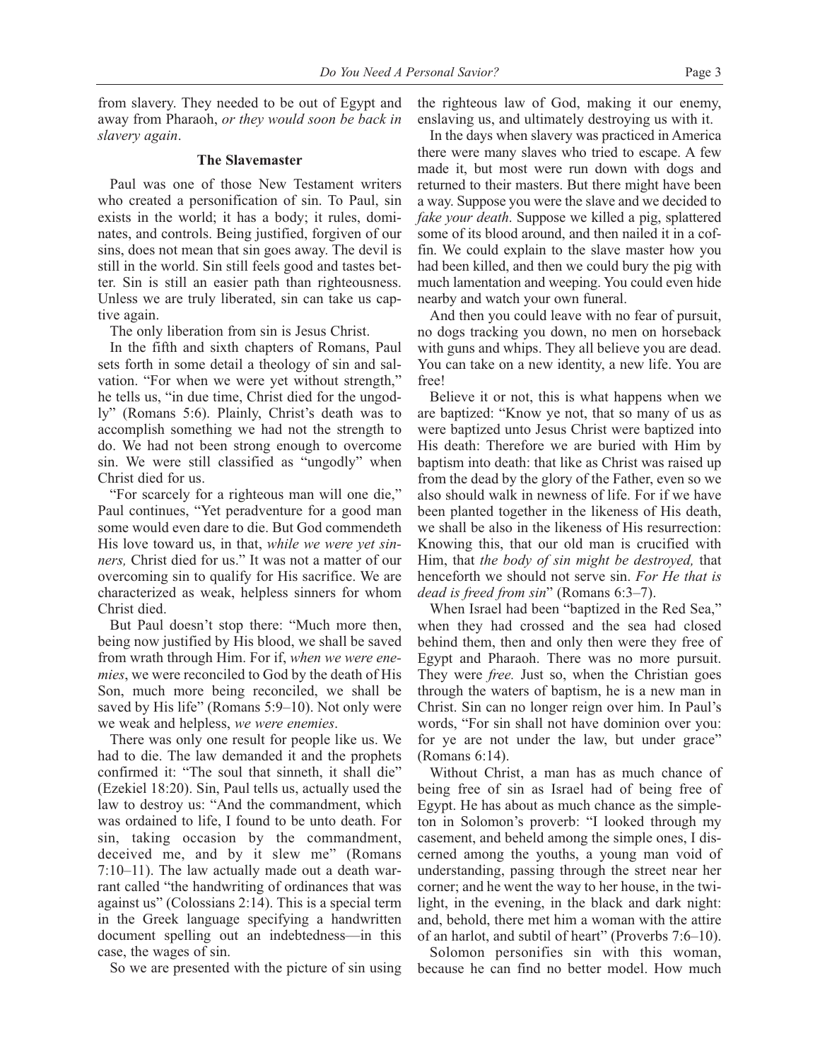from slavery. They needed to be out of Egypt and away from Pharaoh, *or they would soon be back in slavery again*.

### The Slavemaster

Paul was one of those New Testament writers who created a personification of sin. To Paul, sin exists in the world; it has a body; it rules, dominates, and controls. Being justified, forgiven of our sins, does not mean that sin goes away. The devil is still in the world. Sin still feels good and tastes better. Sin is still an easier path than righteousness. Unless we are truly liberated, sin can take us captive again.

The only liberation from sin is Jesus Christ.

In the fifth and sixth chapters of Romans, Paul sets forth in some detail a theology of sin and salvation. "For when we were yet without strength," he tells us, "in due time, Christ died for the ungodly" (Romans 5:6). Plainly, Christ's death was to accomplish something we had not the strength to do. We had not been strong enough to overcome sin. We were still classified as "ungodly" when Christ died for us.

"For scarcely for a righteous man will one die," Paul continues, "Yet peradventure for a good man some would even dare to die. But God commendeth His love toward us, in that, *while we were yet sinners,* Christ died for us." It was not a matter of our overcoming sin to qualify for His sacrifice. We are characterized as weak, helpless sinners for whom Christ died.

But Paul doesn't stop there: "Much more then, being now justified by His blood, we shall be saved from wrath through Him. For if, *when we were enemies*, we were reconciled to God by the death of His Son, much more being reconciled, we shall be saved by His life" (Romans 5:9–10). Not only were we weak and helpless, *we were enemies*.

There was only one result for people like us. We had to die. The law demanded it and the prophets confirmed it: "The soul that sinneth, it shall die" (Ezekiel 18:20). Sin, Paul tells us, actually used the law to destroy us: "And the commandment, which was ordained to life, I found to be unto death. For sin, taking occasion by the commandment, deceived me, and by it slew me" (Romans 7:10–11). The law actually made out a death warrant called "the handwriting of ordinances that was against us" (Colossians 2:14). This is a special term in the Greek language specifying a handwritten document spelling out an indebtedness—in this case, the wages of sin.

So we are presented with the picture of sin using the righteous law of God, making it our enemy, enslaving us, and ultimately destroying us with it.

In the days when slavery was practiced in America there were many slaves who tried to escape. A few made it, but most were run down with dogs and returned to their masters. But there might have been a way. Suppose you were the slave and we decided to *fake your death*. Suppose we killed a pig, splattered some of its blood around, and then nailed it in a coffin. We could explain to the slave master how you had been killed, and then we could bury the pig with much lamentation and weeping. You could even hide nearby and watch your own funeral.

And then you could leave with no fear of pursuit, no dogs tracking you down, no men on horseback with guns and whips. They all believe you are dead. You can take on a new identity, a new life. You are free!

Believe it or not, this is what happens when we are baptized: "Know ye not, that so many of us as were baptized unto Jesus Christ were baptized into His death: Therefore we are buried with Him by baptism into death: that like as Christ was raised up from the dead by the glory of the Father, even so we also should walk in newness of life. For if we have been planted together in the likeness of His death, we shall be also in the likeness of His resurrection: Knowing this, that our old man is crucified with Him, that *the body of sin might be destroyed,* that henceforth we should not serve sin. *For He that is dead is freed from sin*" (Romans 6:3–7).

When Israel had been "baptized in the Red Sea," when they had crossed and the sea had closed behind them, then and only then were they free of Egypt and Pharaoh. There was no more pursuit. They were *free.* Just so, when the Christian goes through the waters of baptism, he is a new man in Christ. Sin can no longer reign over him. In Paul's words, "For sin shall not have dominion over you: for ye are not under the law, but under grace" (Romans 6:14).

Without Christ, a man has as much chance of being free of sin as Israel had of being free of Egypt. He has about as much chance as the simpleton in Solomon's proverb: "I looked through my casement, and beheld among the simple ones, I discerned among the youths, a young man void of understanding, passing through the street near her corner; and he went the way to her house, in the twilight, in the evening, in the black and dark night: and, behold, there met him a woman with the attire of an harlot, and subtil of heart" (Proverbs 7:6–10).

Solomon personifies sin with this woman, because he can find no better model. How much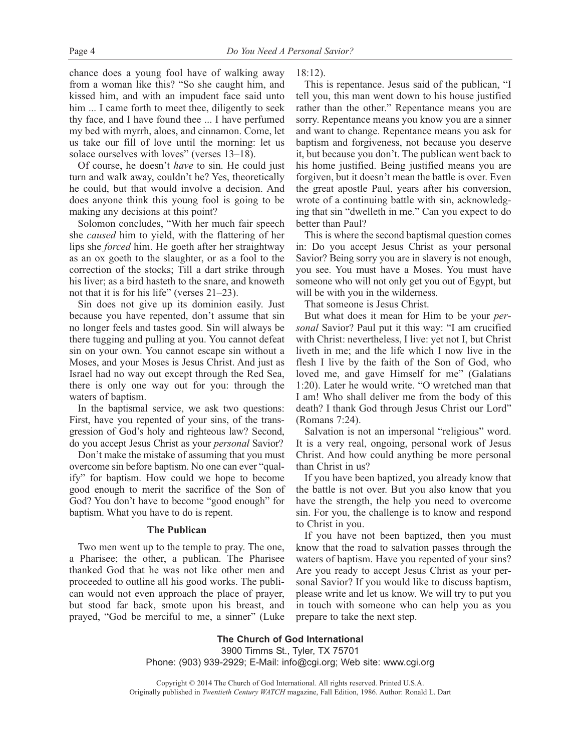chance does a young fool have of walking away from a woman like this? "So she caught him, and kissed him, and with an impudent face said unto him ... I came forth to meet thee, diligently to seek thy face, and I have found thee ... I have perfumed my bed with myrrh, aloes, and cinnamon. Come, let us take our fill of love until the morning: let us solace ourselves with loves" (verses 13–18).

Of course, he doesn't *have* to sin. He could just turn and walk away, couldn't he? Yes, theoretically he could, but that would involve a decision. And does anyone think this young fool is going to be making any decisions at this point?

Solomon concludes, "With her much fair speech she *caused* him to yield, with the flattering of her lips she *forced* him. He goeth after her straightway as an ox goeth to the slaughter, or as a fool to the correction of the stocks; Till a dart strike through his liver; as a bird hasteth to the snare, and knoweth not that it is for his life" (verses 21–23).

Sin does not give up its dominion easily. Just because you have repented, don't assume that sin no longer feels and tastes good. Sin will always be there tugging and pulling at you. You cannot defeat sin on your own. You cannot escape sin without a Moses, and your Moses is Jesus Christ. And just as Israel had no way out except through the Red Sea, there is only one way out for you: through the waters of baptism.

In the baptismal service, we ask two questions: First, have you repented of your sins, of the transgression of God's holy and righteous law? Second, do you accept Jesus Christ as your *personal* Savior?

Don't make the mistake of assuming that you must overcome sin before baptism. No one can ever "qualify" for baptism. How could we hope to become good enough to merit the sacrifice of the Son of God? You don't have to become "good enough" for baptism. What you have to do is repent.

### The Publican

Two men went up to the temple to pray. The one, a Pharisee; the other, a publican. The Pharisee thanked God that he was not like other men and proceeded to outline all his good works. The publican would not even approach the place of prayer, but stood far back, smote upon his breast, and prayed, "God be merciful to me, a sinner" (Luke 18:12).

This is repentance. Jesus said of the publican, "I tell you, this man went down to his house justified rather than the other." Repentance means you are sorry. Repentance means you know you are a sinner and want to change. Repentance means you ask for baptism and forgiveness, not because you deserve it, but because you don't. The publican went back to his home justified. Being justified means you are forgiven, but it doesn't mean the battle is over. Even the great apostle Paul, years after his conversion, wrote of a continuing battle with sin, acknowledging that sin "dwelleth in me." Can you expect to do better than Paul?

This is where the second baptismal question comes in: Do you accept Jesus Christ as your personal Savior? Being sorry you are in slavery is not enough, you see. You must have a Moses. You must have someone who will not only get you out of Egypt, but will be with you in the wilderness.

That someone is Jesus Christ.

But what does it mean for Him to be your *personal* Savior? Paul put it this way: "I am crucified with Christ: nevertheless, I live: yet not I, but Christ liveth in me; and the life which I now live in the flesh I live by the faith of the Son of God, who loved me, and gave Himself for me" (Galatians 1:20). Later he would write. "O wretched man that I am! Who shall deliver me from the body of this death? I thank God through Jesus Christ our Lord" (Romans 7:24).

Salvation is not an impersonal "religious" word. It is a very real, ongoing, personal work of Jesus Christ. And how could anything be more personal than Christ in us?

If you have been baptized, you already know that the battle is not over. But you also know that you have the strength, the help you need to overcome sin. For you, the challenge is to know and respond to Christ in you.

If you have not been baptized, then you must know that the road to salvation passes through the waters of baptism. Have you repented of your sins? Are you ready to accept Jesus Christ as your personal Savior? If you would like to discuss baptism, please write and let us know. We will try to put you in touch with someone who can help you as you prepare to take the next step.

**The Church of God International**
3900 Timms St., Tyler, TX 75701
Phone: (903) 939-2929; E-Mail: info@cgi.org; Web site: www.cgi.org

Copyright © 2014 The Church of God International. All rights reserved. Printed U.S.A.
Originally published in *Twentieth Century WATCH* magazine, Fall Edition, 1986. Author: Ronald L. Dart